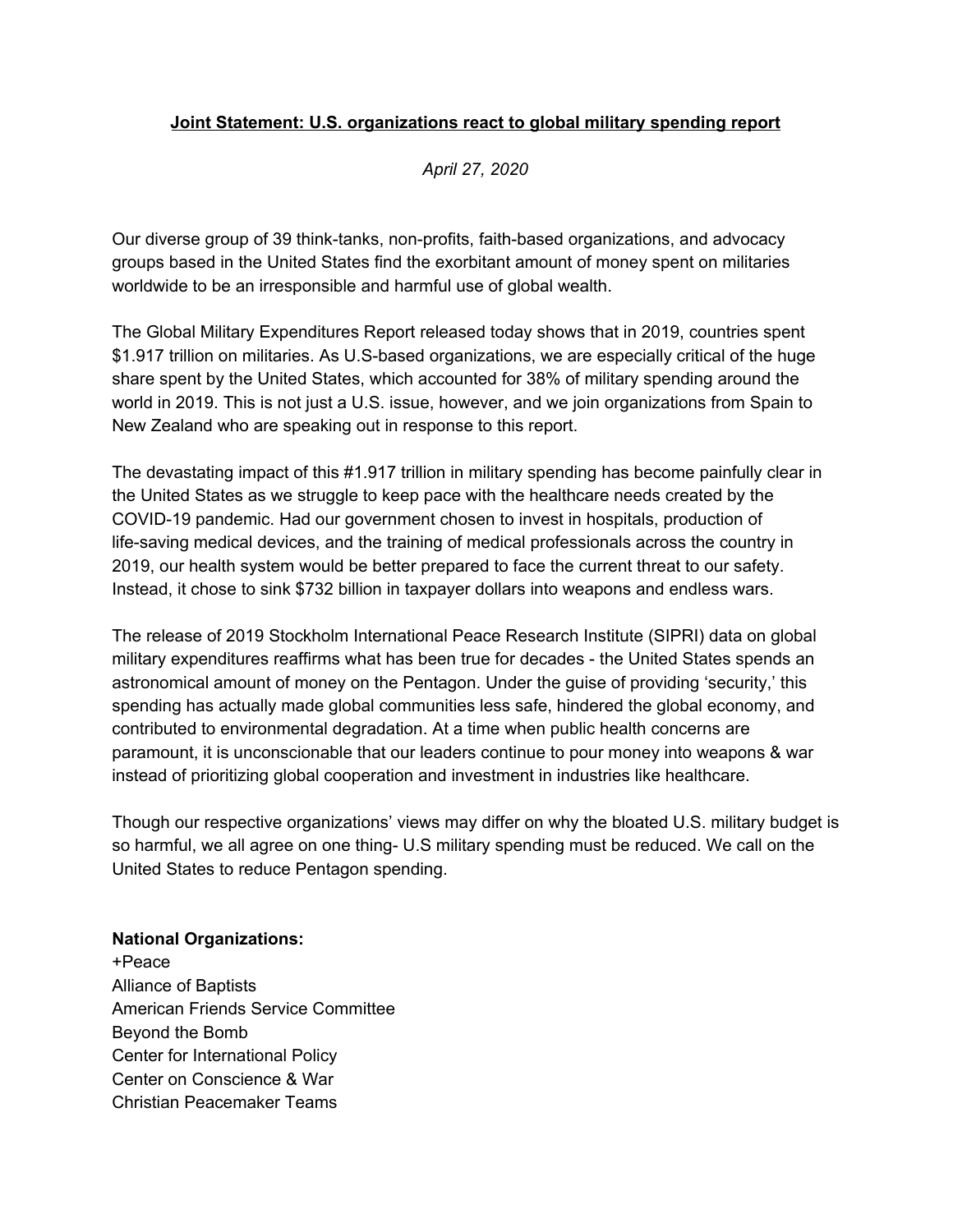**Joint Statement: U.S. organizations react to global military spending report**

*April 27, 2020*

Our diverse group of 39 think-tanks, non-profits, faith-based organizations, and advocacy groups based in the United States find the exorbitant amount of money spent on militaries worldwide to be an irresponsible and harmful use of global wealth.

The Global Military Expenditures Report released today shows that in 2019, countries spent $1.917 trillion on militaries. As U.S-based organizations, we are especially critical of the huge share spent by the United States, which accounted for 38% of military spending around the world in 2019. This is not just a U.S. issue, however, and we join organizations from Spain to New Zealand who are speaking out in response to this report.

The devastating impact of this #1.917 trillion in military spending has become painfully clear in the United States as we struggle to keep pace with the healthcare needs created by the COVID-19 pandemic. Had our government chosen to invest in hospitals, production of life-saving medical devices, and the training of medical professionals across the country in 2019, our health system would be better prepared to face the current threat to our safety. Instead, it chose to sink $732 billion in taxpayer dollars into weapons and endless wars.

The release of 2019 Stockholm International Peace Research Institute (SIPRI) data on global military expenditures reaffirms what has been true for decades - the United States spends an astronomical amount of money on the Pentagon. Under the guise of providing 'security,' this spending has actually made global communities less safe, hindered the global economy, and contributed to environmental degradation. At a time when public health concerns are paramount, it is unconscionable that our leaders continue to pour money into weapons & war instead of prioritizing global cooperation and investment in industries like healthcare.

Though our respective organizations' views may differ on why the bloated U.S. military budget is so harmful, we all agree on one thing- U.S military spending must be reduced. We call on the United States to reduce Pentagon spending.

**National Organizations:**

+Peace
Alliance of Baptists
American Friends Service Committee
Beyond the Bomb
Center for International Policy
Center on Conscience & War
Christian Peacemaker Teams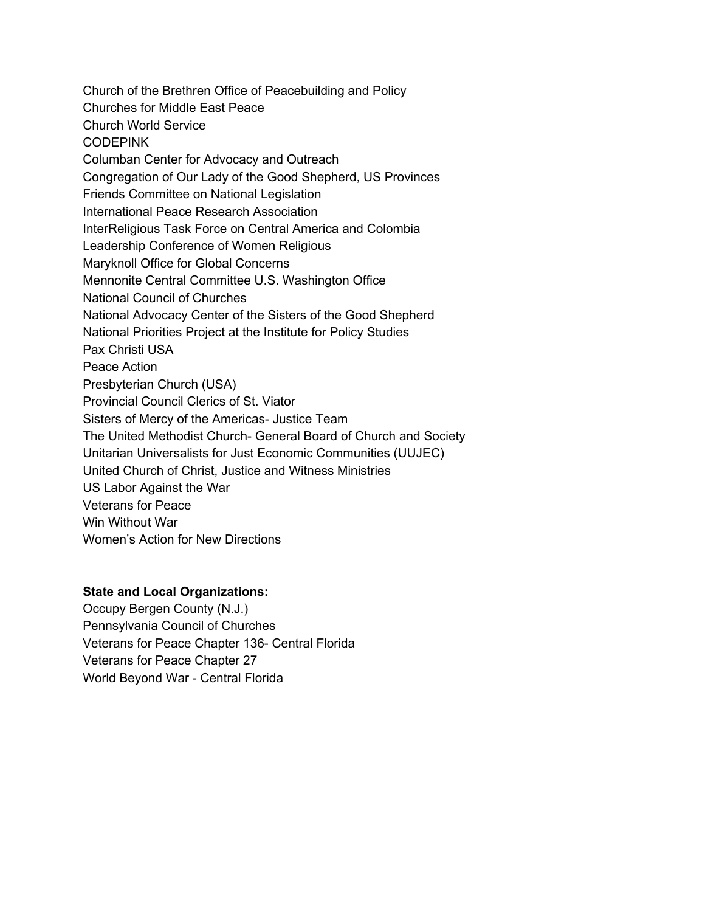Church of the Brethren Office of Peacebuilding and Policy
Churches for Middle East Peace
Church World Service
CODEPINK
Columban Center for Advocacy and Outreach
Congregation of Our Lady of the Good Shepherd, US Provinces
Friends Committee on National Legislation
International Peace Research Association
InterReligious Task Force on Central America and Colombia
Leadership Conference of Women Religious
Maryknoll Office for Global Concerns
Mennonite Central Committee U.S. Washington Office
National Council of Churches
National Advocacy Center of the Sisters of the Good Shepherd
National Priorities Project at the Institute for Policy Studies
Pax Christi USA
Peace Action
Presbyterian Church (USA)
Provincial Council Clerics of St. Viator
Sisters of Mercy of the Americas- Justice Team
The United Methodist Church- General Board of Church and Society
Unitarian Universalists for Just Economic Communities (UUJEC)
United Church of Christ, Justice and Witness Ministries
US Labor Against the War
Veterans for Peace
Win Without War
Women's Action for New Directions

**State and Local Organizations:**
Occupy Bergen County (N.J.)
Pennsylvania Council of Churches
Veterans for Peace Chapter 136- Central Florida
Veterans for Peace Chapter 27
World Beyond War - Central Florida